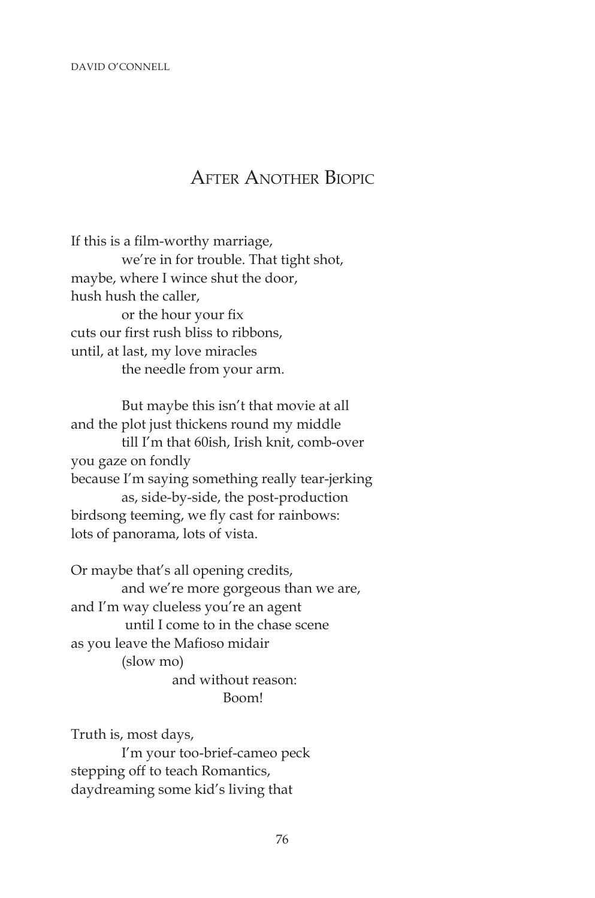# After Another Biopic

If this is a film-worthy marriage,
we're in for trouble. That tight shot,
maybe, where I wince shut the door,
hush hush the caller,
or the hour your fix
cuts our first rush bliss to ribbons,
until, at last, my love miracles
the needle from your arm.

But maybe this isn't that movie at all
and the plot just thickens round my middle
till I'm that 60ish, Irish knit, comb-over
you gaze on fondly
because I'm saying something really tear-jerking
as, side-by-side, the post-production
birdsong teeming, we fly cast for rainbows:
lots of panorama, lots of vista.

Or maybe that's all opening credits,
and we're more gorgeous than we are,
and I'm way clueless you're an agent
until I come to in the chase scene
as you leave the Mafioso midair
(slow mo)
and without reason:
Boom!

Truth is, most days,
I'm your too-brief-cameo peck
stepping off to teach Romantics,
daydreaming some kid's living that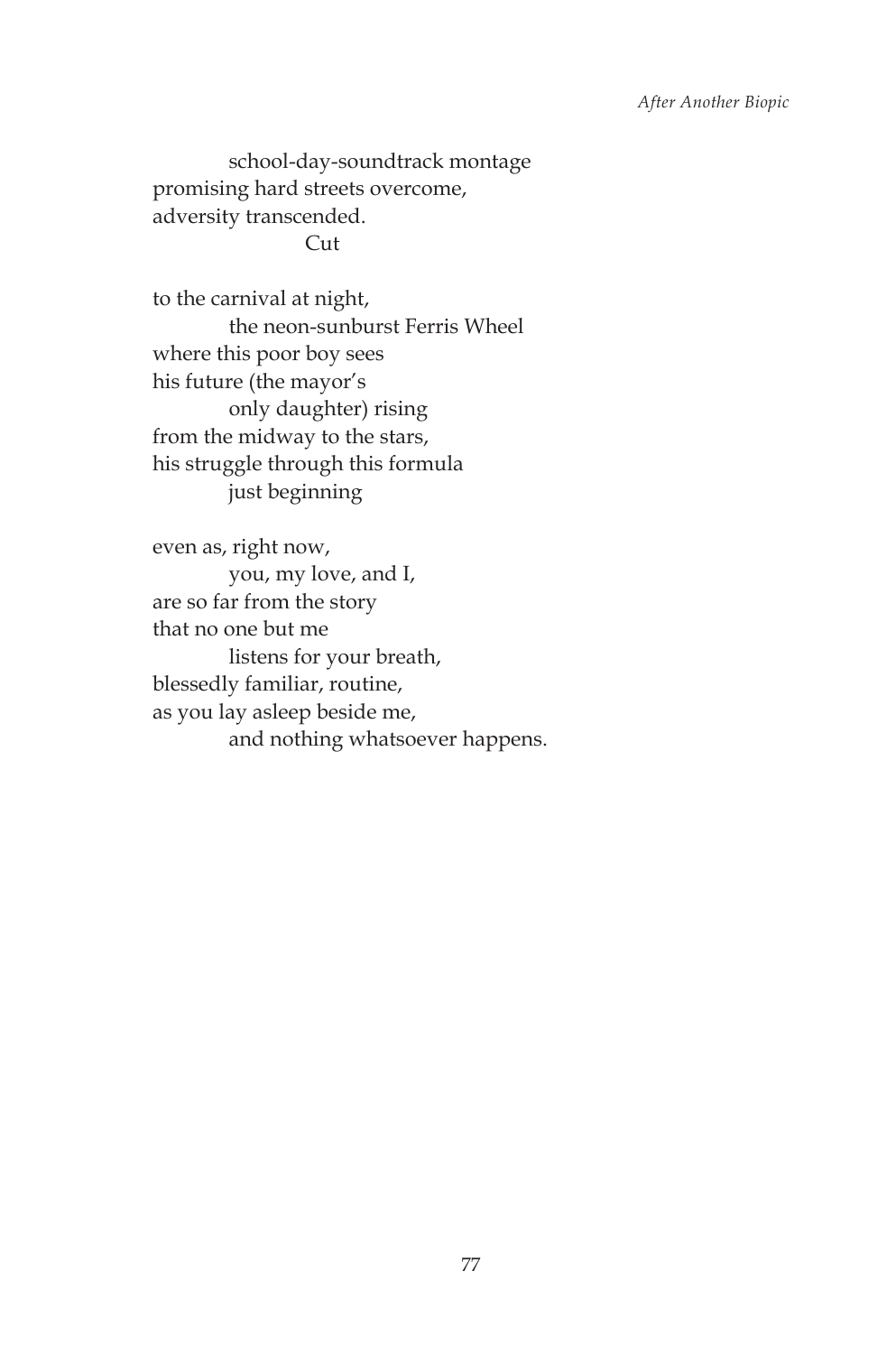school-day-soundtrack montage
promising hard streets overcome,
adversity transcended.
                    Cut

to the carnival at night,
          the neon-sunburst Ferris Wheel
where this poor boy sees
his future (the mayor's
          only daughter) rising
from the midway to the stars,
his struggle through this formula
          just beginning

even as, right now,
          you, my love, and I,
are so far from the story
that no one but me
          listens for your breath,
blessedly familiar, routine,
as you lay asleep beside me,
          and nothing whatsoever happens.